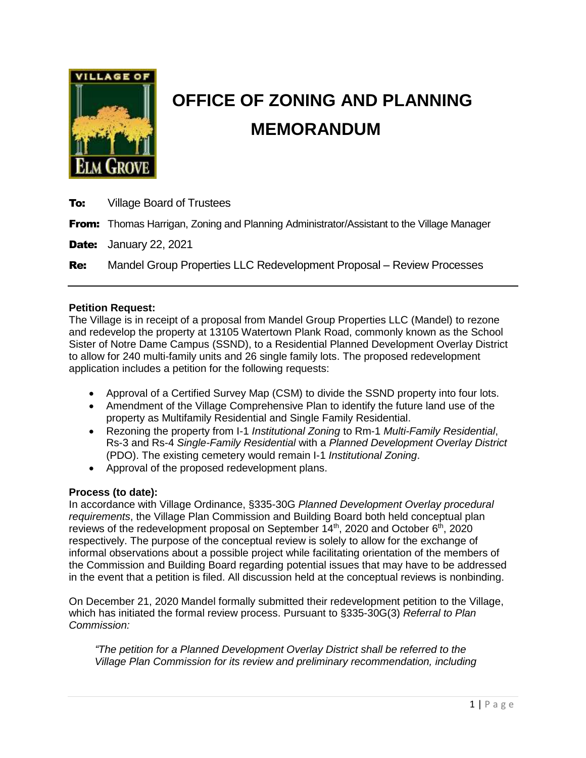# OFFICE OF ZONING AND PLANNING MEMORANDUM

**To:** Village Board of Trustees

**From:** Thomas Harrigan, Zoning and Planning Administrator/Assistant to the Village Manager

**Date:** January 22, 2021

**Re:** Mandel Group Properties LLC Redevelopment Proposal – Review Processes

---

**Petition Request:**

The Village is in receipt of a proposal from Mandel Group Properties LLC (Mandel) to rezone and redevelop the property at 13105 Watertown Plank Road, commonly known as the School Sister of Notre Dame Campus (SSND), to a Residential Planned Development Overlay District to allow for 240 multi-family units and 26 single family lots. The proposed redevelopment application includes a petition for the following requests:

- Approval of a Certified Survey Map (CSM) to divide the SSND property into four lots.
- Amendment of the Village Comprehensive Plan to identify the future land use of the property as Multifamily Residential and Single Family Residential.
- Rezoning the property from I-1 *Institutional Zoning* to Rm-1 *Multi-Family Residential*, Rs-3 and Rs-4 *Single-Family Residential* with a *Planned Development Overlay District* (PDO). The existing cemetery would remain I-1 *Institutional Zoning*.
- Approval of the proposed redevelopment plans.

**Process (to date):**

In accordance with Village Ordinance, §335-30G *Planned Development Overlay procedural requirements*, the Village Plan Commission and Building Board both held conceptual plan reviews of the redevelopment proposal on September 14th, 2020 and October 6th, 2020 respectively. The purpose of the conceptual review is solely to allow for the exchange of informal observations about a possible project while facilitating orientation of the members of the Commission and Building Board regarding potential issues that may have to be addressed in the event that a petition is filed. All discussion held at the conceptual reviews is nonbinding.

On December 21, 2020 Mandel formally submitted their redevelopment petition to the Village, which has initiated the formal review process. Pursuant to §335-30G(3) *Referral to Plan Commission:*

> *"The petition for a Planned Development Overlay District shall be referred to the Village Plan Commission for its review and preliminary recommendation, including*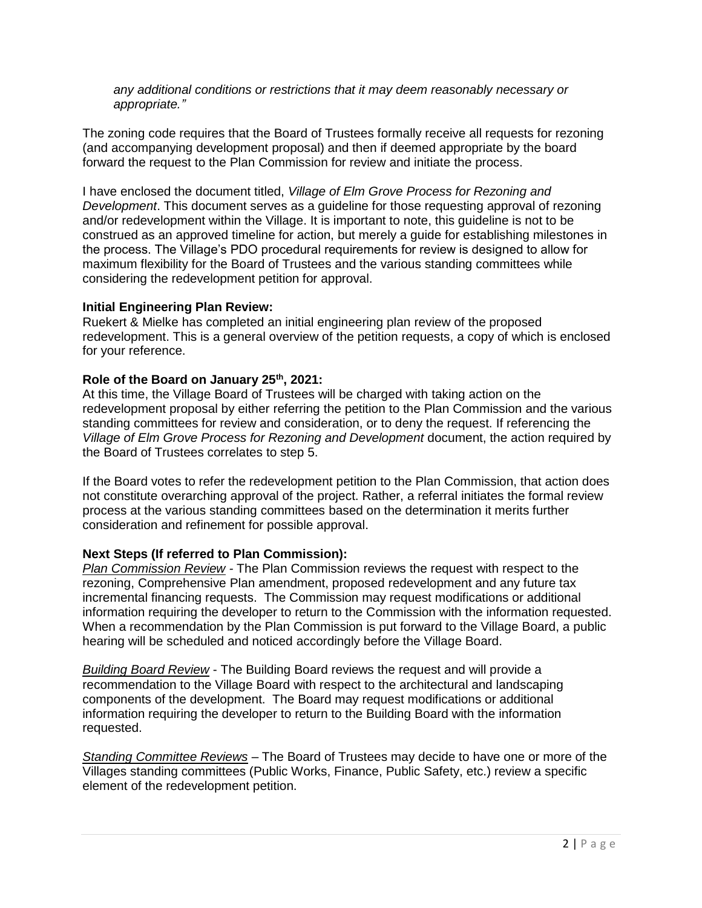*any additional conditions or restrictions that it may deem reasonably necessary or appropriate."*

The zoning code requires that the Board of Trustees formally receive all requests for rezoning (and accompanying development proposal) and then if deemed appropriate by the board forward the request to the Plan Commission for review and initiate the process.

I have enclosed the document titled, *Village of Elm Grove Process for Rezoning and Development*. This document serves as a guideline for those requesting approval of rezoning and/or redevelopment within the Village. It is important to note, this guideline is not to be construed as an approved timeline for action, but merely a guide for establishing milestones in the process. The Village's PDO procedural requirements for review is designed to allow for maximum flexibility for the Board of Trustees and the various standing committees while considering the redevelopment petition for approval.

**Initial Engineering Plan Review:**
Ruekert & Mielke has completed an initial engineering plan review of the proposed redevelopment. This is a general overview of the petition requests, a copy of which is enclosed for your reference.

**Role of the Board on January 25th, 2021:**
At this time, the Village Board of Trustees will be charged with taking action on the redevelopment proposal by either referring the petition to the Plan Commission and the various standing committees for review and consideration, or to deny the request. If referencing the *Village of Elm Grove Process for Rezoning and Development* document, the action required by the Board of Trustees correlates to step 5.

If the Board votes to refer the redevelopment petition to the Plan Commission, that action does not constitute overarching approval of the project. Rather, a referral initiates the formal review process at the various standing committees based on the determination it merits further consideration and refinement for possible approval.

**Next Steps (If referred to Plan Commission):**
*Plan Commission Review* - The Plan Commission reviews the request with respect to the rezoning, Comprehensive Plan amendment, proposed redevelopment and any future tax incremental financing requests. The Commission may request modifications or additional information requiring the developer to return to the Commission with the information requested. When a recommendation by the Plan Commission is put forward to the Village Board, a public hearing will be scheduled and noticed accordingly before the Village Board.

*Building Board Review* - The Building Board reviews the request and will provide a recommendation to the Village Board with respect to the architectural and landscaping components of the development. The Board may request modifications or additional information requiring the developer to return to the Building Board with the information requested.

*Standing Committee Reviews* – The Board of Trustees may decide to have one or more of the Villages standing committees (Public Works, Finance, Public Safety, etc.) review a specific element of the redevelopment petition.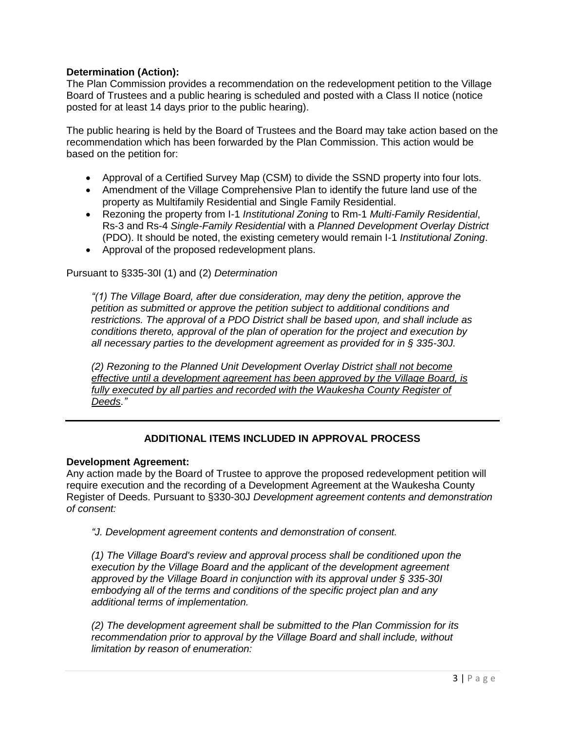**Determination (Action):**
The Plan Commission provides a recommendation on the redevelopment petition to the Village Board of Trustees and a public hearing is scheduled and posted with a Class II notice (notice posted for at least 14 days prior to the public hearing).

The public hearing is held by the Board of Trustees and the Board may take action based on the recommendation which has been forwarded by the Plan Commission. This action would be based on the petition for:

- Approval of a Certified Survey Map (CSM) to divide the SSND property into four lots.
- Amendment of the Village Comprehensive Plan to identify the future land use of the property as Multifamily Residential and Single Family Residential.
- Rezoning the property from I-1 *Institutional Zoning* to Rm-1 *Multi-Family Residential*, Rs-3 and Rs-4 *Single-Family Residential* with a *Planned Development Overlay District* (PDO). It should be noted, the existing cemetery would remain I-1 *Institutional Zoning*.
- Approval of the proposed redevelopment plans.

Pursuant to §335-30I (1) and (2) *Determination*

> *"(1) The Village Board, after due consideration, may deny the petition, approve the petition as submitted or approve the petition subject to additional conditions and restrictions. The approval of a PDO District shall be based upon, and shall include as conditions thereto, approval of the plan of operation for the project and execution by all necessary parties to the development agreement as provided for in § 335-30J.*
>
> *(2) Rezoning to the Planned Unit Development Overlay District <u>shall not become effective until a development agreement has been approved by the Village Board, is fully executed by all parties and recorded with the Waukesha County Register of Deeds</u>."*

---

## ADDITIONAL ITEMS INCLUDED IN APPROVAL PROCESS

**Development Agreement:**
Any action made by the Board of Trustee to approve the proposed redevelopment petition will require execution and the recording of a Development Agreement at the Waukesha County Register of Deeds. Pursuant to §330-30J *Development agreement contents and demonstration of consent:*

> *"J. Development agreement contents and demonstration of consent.*
>
> *(1) The Village Board's review and approval process shall be conditioned upon the execution by the Village Board and the applicant of the development agreement approved by the Village Board in conjunction with its approval under § 335-30I embodying all of the terms and conditions of the specific project plan and any additional terms of implementation.*
>
> *(2) The development agreement shall be submitted to the Plan Commission for its recommendation prior to approval by the Village Board and shall include, without limitation by reason of enumeration:*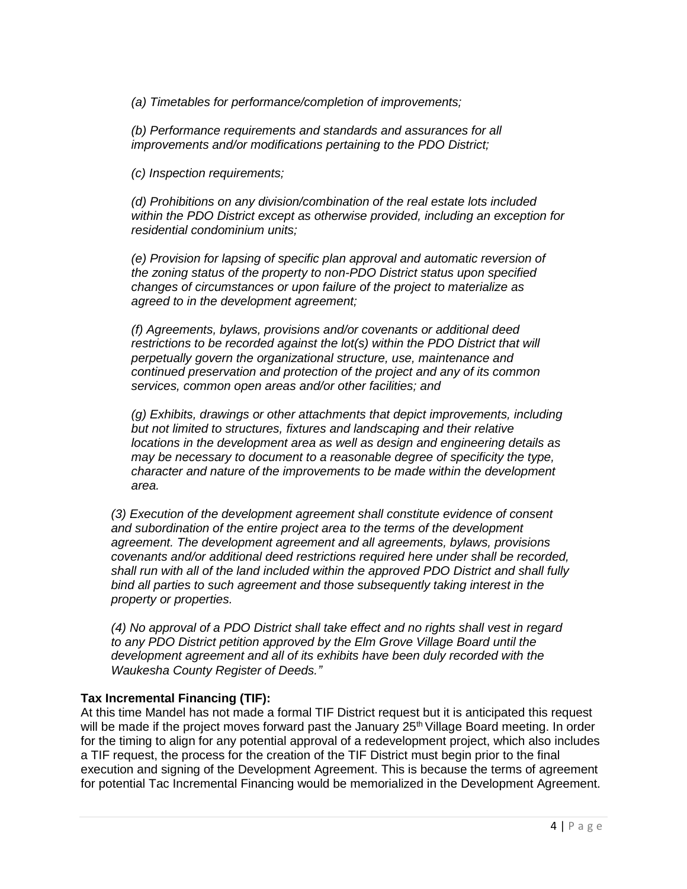*(a) Timetables for performance/completion of improvements;*

*(b) Performance requirements and standards and assurances for all improvements and/or modifications pertaining to the PDO District;*

*(c) Inspection requirements;*

*(d) Prohibitions on any division/combination of the real estate lots included within the PDO District except as otherwise provided, including an exception for residential condominium units;*

*(e) Provision for lapsing of specific plan approval and automatic reversion of the zoning status of the property to non-PDO District status upon specified changes of circumstances or upon failure of the project to materialize as agreed to in the development agreement;*

*(f) Agreements, bylaws, provisions and/or covenants or additional deed restrictions to be recorded against the lot(s) within the PDO District that will perpetually govern the organizational structure, use, maintenance and continued preservation and protection of the project and any of its common services, common open areas and/or other facilities; and*

*(g) Exhibits, drawings or other attachments that depict improvements, including but not limited to structures, fixtures and landscaping and their relative locations in the development area as well as design and engineering details as may be necessary to document to a reasonable degree of specificity the type, character and nature of the improvements to be made within the development area.*

*(3) Execution of the development agreement shall constitute evidence of consent and subordination of the entire project area to the terms of the development agreement. The development agreement and all agreements, bylaws, provisions covenants and/or additional deed restrictions required here under shall be recorded, shall run with all of the land included within the approved PDO District and shall fully bind all parties to such agreement and those subsequently taking interest in the property or properties.*

*(4) No approval of a PDO District shall take effect and no rights shall vest in regard to any PDO District petition approved by the Elm Grove Village Board until the development agreement and all of its exhibits have been duly recorded with the Waukesha County Register of Deeds."*

**Tax Incremental Financing (TIF):**

At this time Mandel has not made a formal TIF District request but it is anticipated this request will be made if the project moves forward past the January 25th Village Board meeting. In order for the timing to align for any potential approval of a redevelopment project, which also includes a TIF request, the process for the creation of the TIF District must begin prior to the final execution and signing of the Development Agreement. This is because the terms of agreement for potential Tac Incremental Financing would be memorialized in the Development Agreement.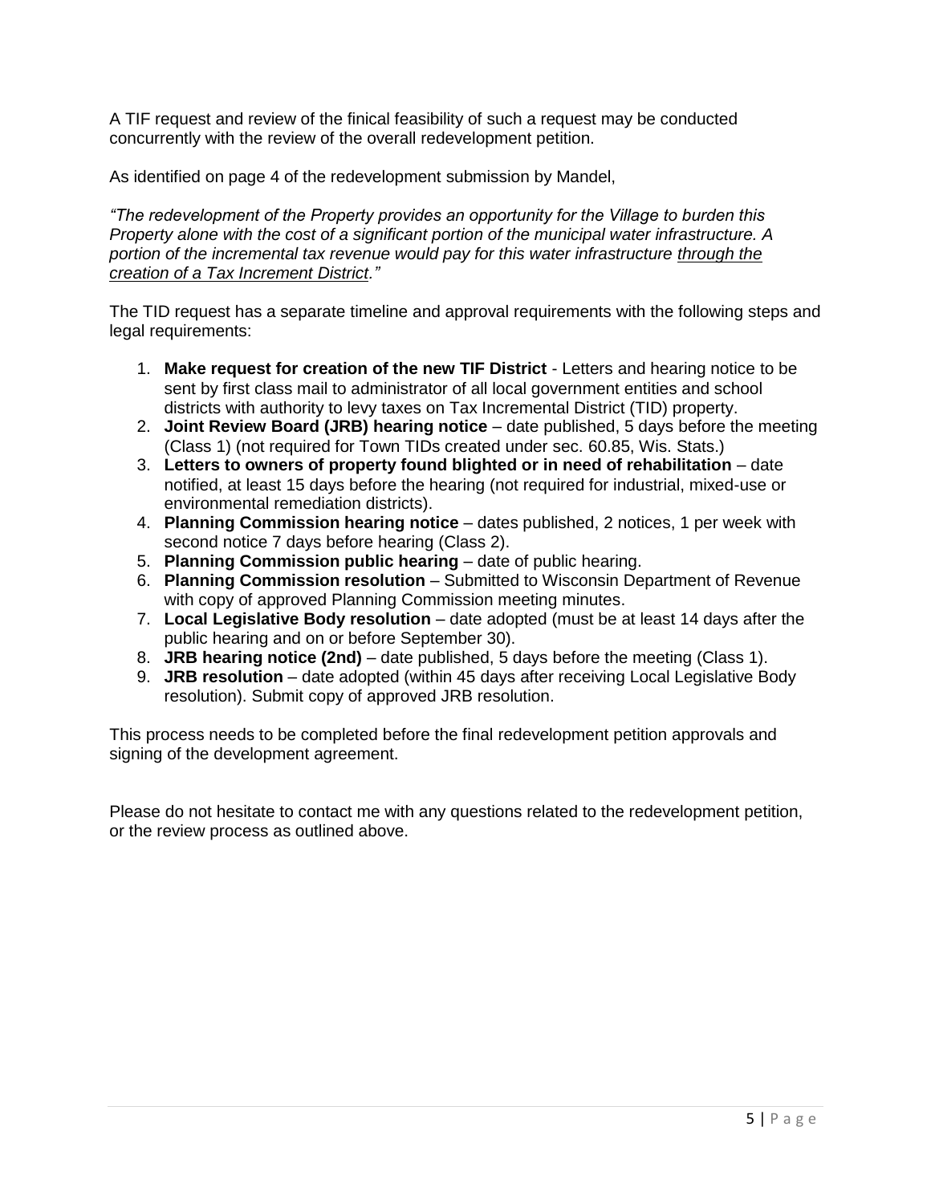A TIF request and review of the finical feasibility of such a request may be conducted concurrently with the review of the overall redevelopment petition.

As identified on page 4 of the redevelopment submission by Mandel,

*"The redevelopment of the Property provides an opportunity for the Village to burden this Property alone with the cost of a significant portion of the municipal water infrastructure. A portion of the incremental tax revenue would pay for this water infrastructure <u>through the creation of a Tax Increment District</u>."*

The TID request has a separate timeline and approval requirements with the following steps and legal requirements:

1. **Make request for creation of the new TIF District** - Letters and hearing notice to be sent by first class mail to administrator of all local government entities and school districts with authority to levy taxes on Tax Incremental District (TID) property.
2. **Joint Review Board (JRB) hearing notice** – date published, 5 days before the meeting (Class 1) (not required for Town TIDs created under sec. 60.85, Wis. Stats.)
3. **Letters to owners of property found blighted or in need of rehabilitation** – date notified, at least 15 days before the hearing (not required for industrial, mixed-use or environmental remediation districts).
4. **Planning Commission hearing notice** – dates published, 2 notices, 1 per week with second notice 7 days before hearing (Class 2).
5. **Planning Commission public hearing** – date of public hearing.
6. **Planning Commission resolution** – Submitted to Wisconsin Department of Revenue with copy of approved Planning Commission meeting minutes.
7. **Local Legislative Body resolution** – date adopted (must be at least 14 days after the public hearing and on or before September 30).
8. **JRB hearing notice (2nd)** – date published, 5 days before the meeting (Class 1).
9. **JRB resolution** – date adopted (within 45 days after receiving Local Legislative Body resolution). Submit copy of approved JRB resolution.

This process needs to be completed before the final redevelopment petition approvals and signing of the development agreement.

Please do not hesitate to contact me with any questions related to the redevelopment petition, or the review process as outlined above.